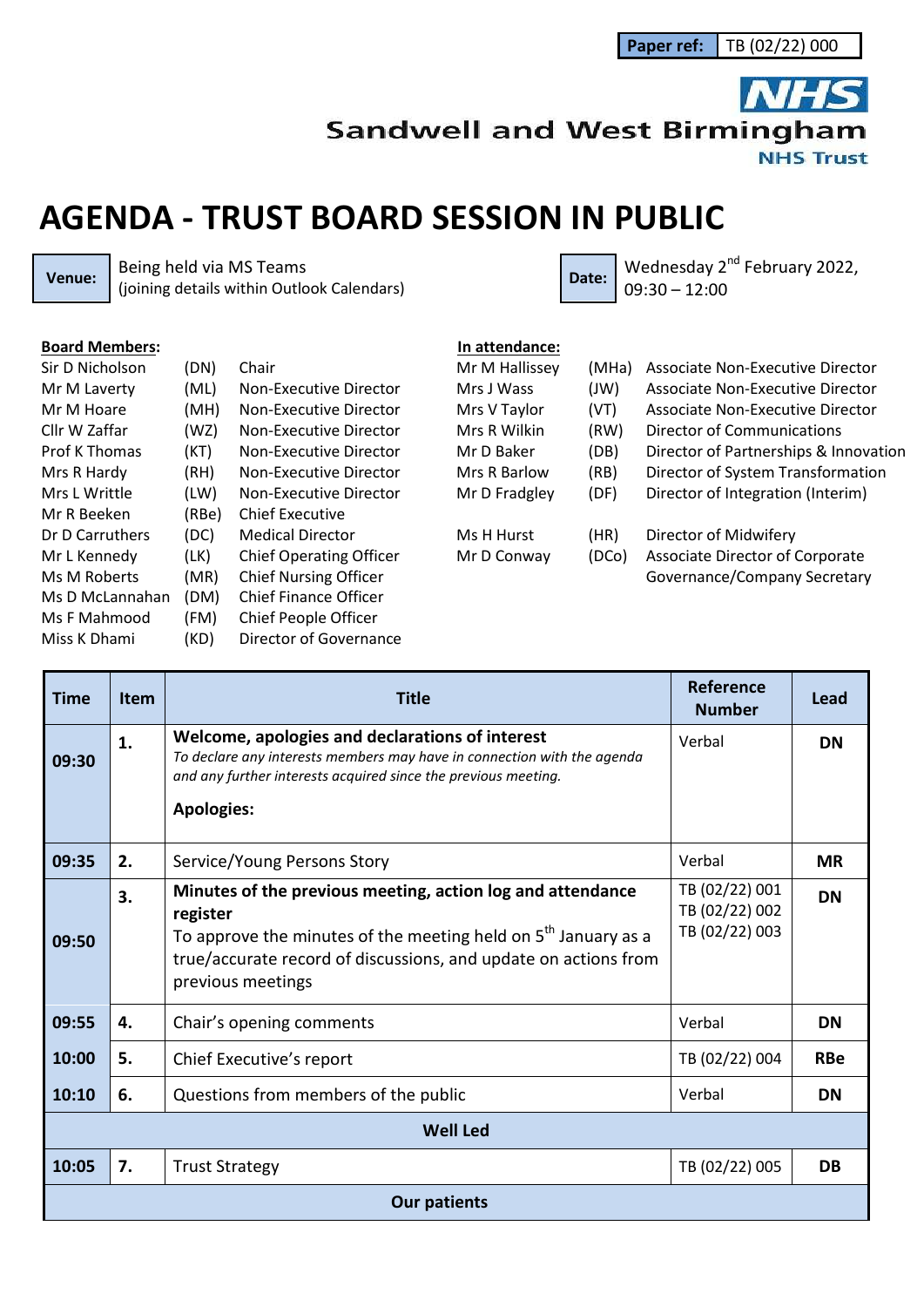**Paper ref:** TB (02/22) 000

Sandwell and West Birmingham NHS Trust

# AGENDA - TRUST BOARD SESSION IN PUBLIC

**Venue:** Being held via MS Teams (joining details within Outlook Calendars)

**Date:** Wednesday 2nd February 2022, 09:30 – 12:00

**Board Members:**

| | | |
|---|---|---|
| Sir D Nicholson | (DN) | Chair |
| Mr M Laverty | (ML) | Non-Executive Director |
| Mr M Hoare | (MH) | Non-Executive Director |
| Cllr W Zaffar | (WZ) | Non-Executive Director |
| Prof K Thomas | (KT) | Non-Executive Director |
| Mrs R Hardy | (RH) | Non-Executive Director |
| Mrs L Writtle | (LW) | Non-Executive Director |
| Mr R Beeken | (RBe) | Chief Executive |
| Dr D Carruthers | (DC) | Medical Director |
| Mr L Kennedy | (LK) | Chief Operating Officer |
| Ms M Roberts | (MR) | Chief Nursing Officer |
| Ms D McLannahan | (DM) | Chief Finance Officer |
| Ms F Mahmood | (FM) | Chief People Officer |
| Miss K Dhami | (KD) | Director of Governance |

**In attendance:**

| | | |
|---|---|---|
| Mr M Hallissey | (MHa) | Associate Non-Executive Director |
| Mrs J Wass | (JW) | Associate Non-Executive Director |
| Mrs V Taylor | (VT) | Associate Non-Executive Director |
| Mrs R Wilkin | (RW) | Director of Communications |
| Mr D Baker | (DB) | Director of Partnerships & Innovation |
| Mrs R Barlow | (RB) | Director of System Transformation |
| Mr D Fradgley | (DF) | Director of Integration (Interim) |
| Ms H Hurst | (HR) | Director of Midwifery |
| Mr D Conway | (DCo) | Associate Director of Corporate Governance/Company Secretary |

| Time | Item | Title | Reference Number | Lead |
|---|---|---|---|---|
| 09:30 | 1. | **Welcome, apologies and declarations of interest**<br>*To declare any interests members may have in connection with the agenda and any further interests acquired since the previous meeting.*<br>**Apologies:** | Verbal | **DN** |
| 09:35 | 2. | Service/Young Persons Story | Verbal | **MR** |
| 09:50 | 3. | **Minutes of the previous meeting, action log and attendance register**<br>To approve the minutes of the meeting held on 5th January as a true/accurate record of discussions, and update on actions from previous meetings | TB (02/22) 001<br>TB (02/22) 002<br>TB (02/22) 003 | **DN** |
| 09:55 | 4. | Chair's opening comments | Verbal | **DN** |
| 10:00 | 5. | Chief Executive's report | TB (02/22) 004 | **RBe** |
| 10:10 | 6. | Questions from members of the public | Verbal | **DN** |
| **Well Led** | | | | |
| 10:05 | 7. | Trust Strategy | TB (02/22) 005 | **DB** |
| **Our patients** | | | | |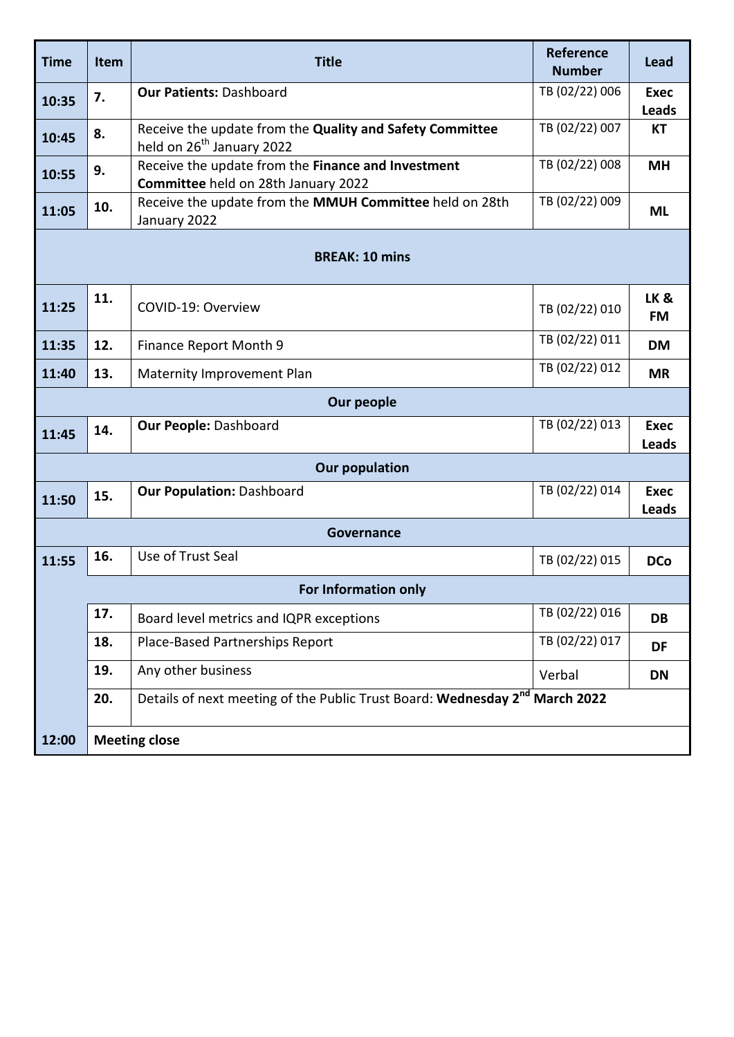| Time | Item | Title | Reference Number | Lead |
|---|---|---|---|---|
| 10:35 | 7. | **Our Patients:** Dashboard | TB (02/22) 006 | **Exec Leads** |
| 10:45 | 8. | Receive the update from the **Quality and Safety Committee** held on 26th January 2022 | TB (02/22) 007 | **KT** |
| 10:55 | 9. | Receive the update from the **Finance and Investment Committee** held on 28th January 2022 | TB (02/22) 008 | **MH** |
| 11:05 | 10. | Receive the update from the **MMUH Committee** held on 28th January 2022 | TB (02/22) 009 | **ML** |
| | | **BREAK: 10 mins** | | |
| 11:25 | 11. | COVID-19: Overview | TB (02/22) 010 | **LK & FM** |
| 11:35 | 12. | Finance Report Month 9 | TB (02/22) 011 | **DM** |
| 11:40 | 13. | Maternity Improvement Plan | TB (02/22) 012 | **MR** |
| | | **Our people** | | |
| 11:45 | 14. | **Our People:** Dashboard | TB (02/22) 013 | **Exec Leads** |
| | | **Our population** | | |
| 11:50 | 15. | **Our Population:** Dashboard | TB (02/22) 014 | **Exec Leads** |
| | | **Governance** | | |
| 11:55 | 16. | Use of Trust Seal | TB (02/22) 015 | **DCo** |
| | | **For Information only** | | |
| | 17. | Board level metrics and IQPR exceptions | TB (02/22) 016 | **DB** |
| | 18. | Place-Based Partnerships Report | TB (02/22) 017 | **DF** |
| | 19. | Any other business | Verbal | **DN** |
| | 20. | Details of next meeting of the Public Trust Board: **Wednesday 2nd March 2022** | | |
| 12:00 | **Meeting close** | | | |